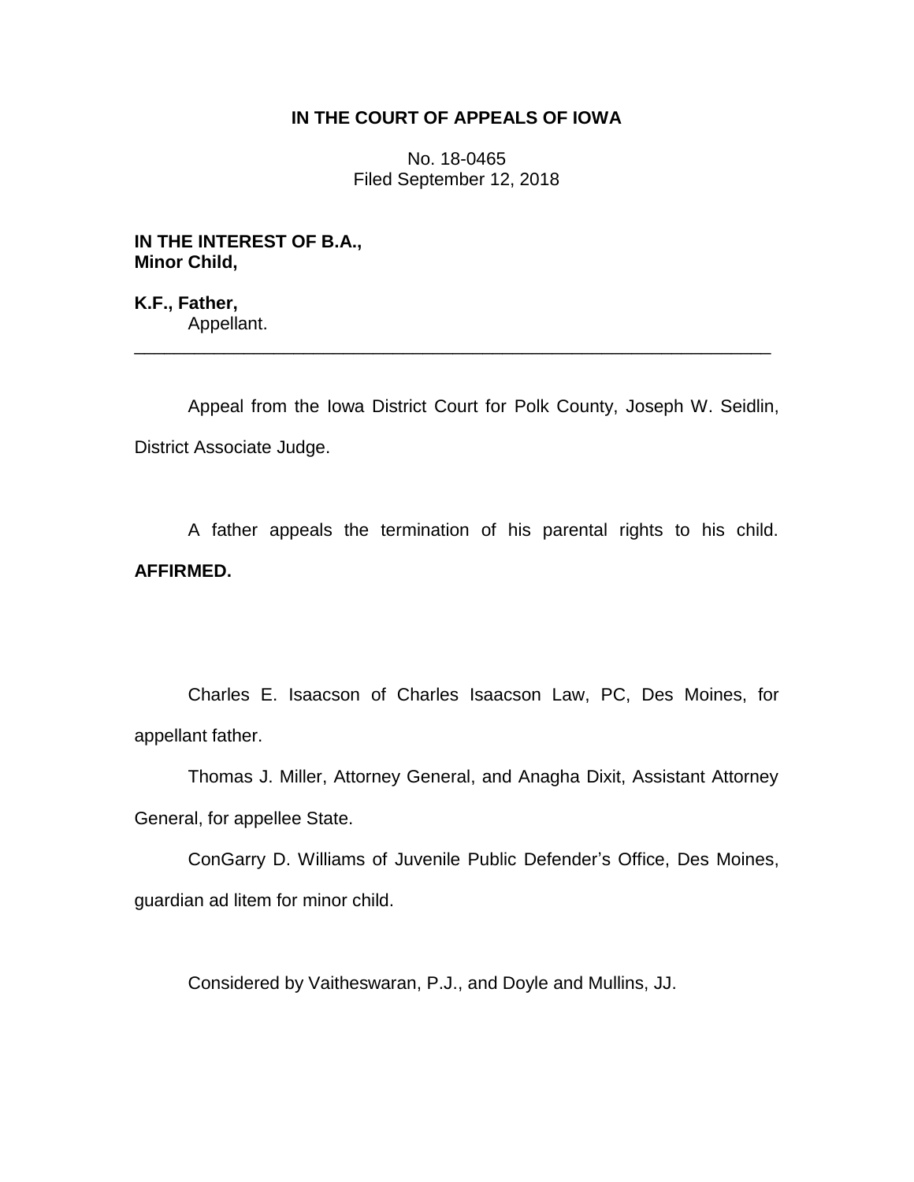**IN THE COURT OF APPEALS OF IOWA**

No. 18-0465
Filed September 12, 2018

**IN THE INTEREST OF B.A.,**
**Minor Child,**

**K.F., Father,**
Appellant.

---

Appeal from the Iowa District Court for Polk County, Joseph W. Seidlin, District Associate Judge.

A father appeals the termination of his parental rights to his child. **AFFIRMED.**

Charles E. Isaacson of Charles Isaacson Law, PC, Des Moines, for appellant father.

Thomas J. Miller, Attorney General, and Anagha Dixit, Assistant Attorney General, for appellee State.

ConGarry D. Williams of Juvenile Public Defender's Office, Des Moines, guardian ad litem for minor child.

Considered by Vaitheswaran, P.J., and Doyle and Mullins, JJ.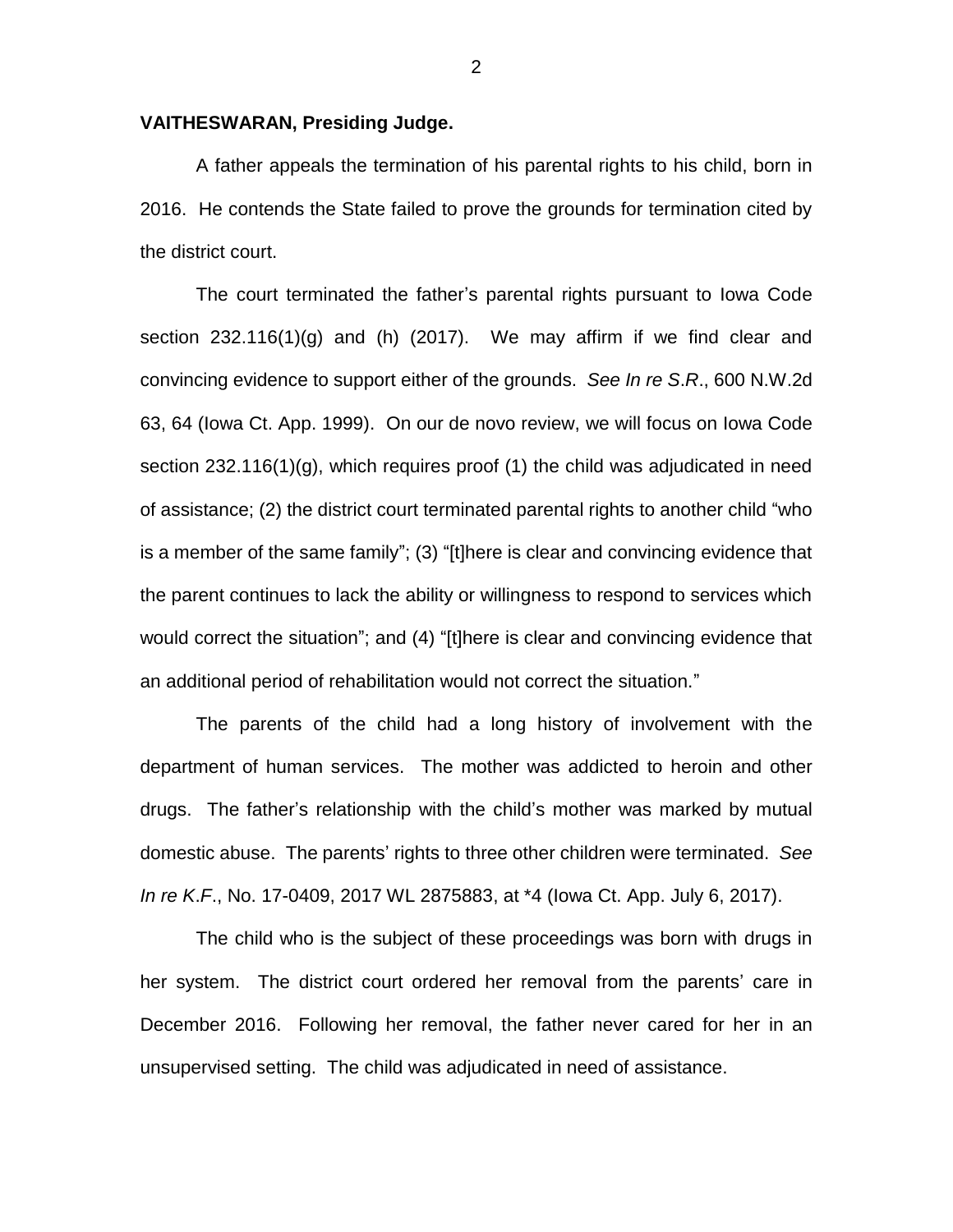**VAITHESWARAN, Presiding Judge.**

A father appeals the termination of his parental rights to his child, born in 2016. He contends the State failed to prove the grounds for termination cited by the district court.

The court terminated the father's parental rights pursuant to Iowa Code section 232.116(1)(g) and (h) (2017). We may affirm if we find clear and convincing evidence to support either of the grounds. *See In re S.R.*, 600 N.W.2d 63, 64 (Iowa Ct. App. 1999). On our de novo review, we will focus on Iowa Code section 232.116(1)(g), which requires proof (1) the child was adjudicated in need of assistance; (2) the district court terminated parental rights to another child "who is a member of the same family"; (3) "[t]here is clear and convincing evidence that the parent continues to lack the ability or willingness to respond to services which would correct the situation"; and (4) "[t]here is clear and convincing evidence that an additional period of rehabilitation would not correct the situation."

The parents of the child had a long history of involvement with the department of human services. The mother was addicted to heroin and other drugs. The father's relationship with the child's mother was marked by mutual domestic abuse. The parents' rights to three other children were terminated. *See In re K.F.*, No. 17-0409, 2017 WL 2875883, at *4 (Iowa Ct. App. July 6, 2017).

The child who is the subject of these proceedings was born with drugs in her system. The district court ordered her removal from the parents' care in December 2016. Following her removal, the father never cared for her in an unsupervised setting. The child was adjudicated in need of assistance.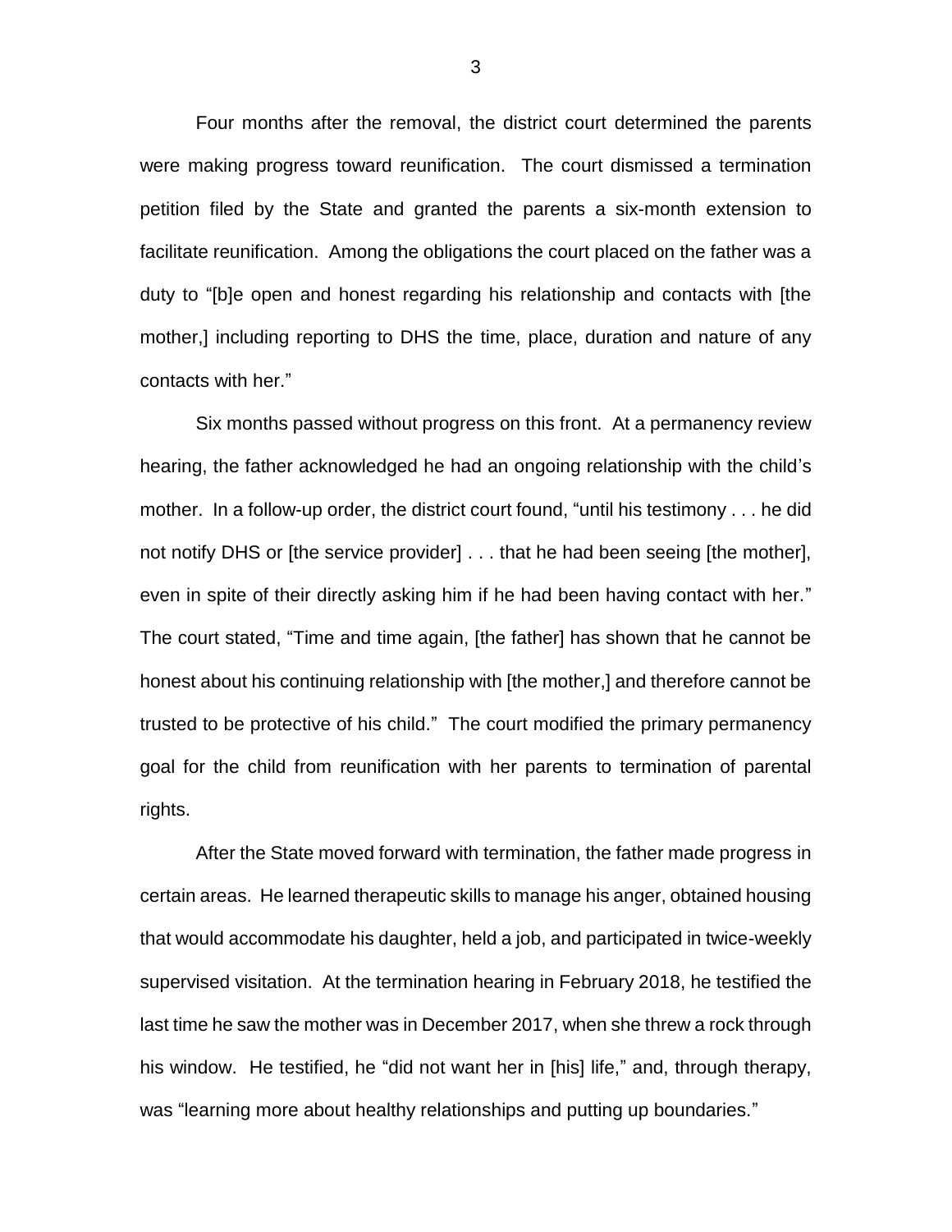Four months after the removal, the district court determined the parents were making progress toward reunification. The court dismissed a termination petition filed by the State and granted the parents a six-month extension to facilitate reunification. Among the obligations the court placed on the father was a duty to "[b]e open and honest regarding his relationship and contacts with [the mother,] including reporting to DHS the time, place, duration and nature of any contacts with her."

Six months passed without progress on this front. At a permanency review hearing, the father acknowledged he had an ongoing relationship with the child's mother. In a follow-up order, the district court found, "until his testimony . . . he did not notify DHS or [the service provider] . . . that he had been seeing [the mother], even in spite of their directly asking him if he had been having contact with her." The court stated, "Time and time again, [the father] has shown that he cannot be honest about his continuing relationship with [the mother,] and therefore cannot be trusted to be protective of his child." The court modified the primary permanency goal for the child from reunification with her parents to termination of parental rights.

After the State moved forward with termination, the father made progress in certain areas. He learned therapeutic skills to manage his anger, obtained housing that would accommodate his daughter, held a job, and participated in twice-weekly supervised visitation. At the termination hearing in February 2018, he testified the last time he saw the mother was in December 2017, when she threw a rock through his window. He testified, he "did not want her in [his] life," and, through therapy, was "learning more about healthy relationships and putting up boundaries."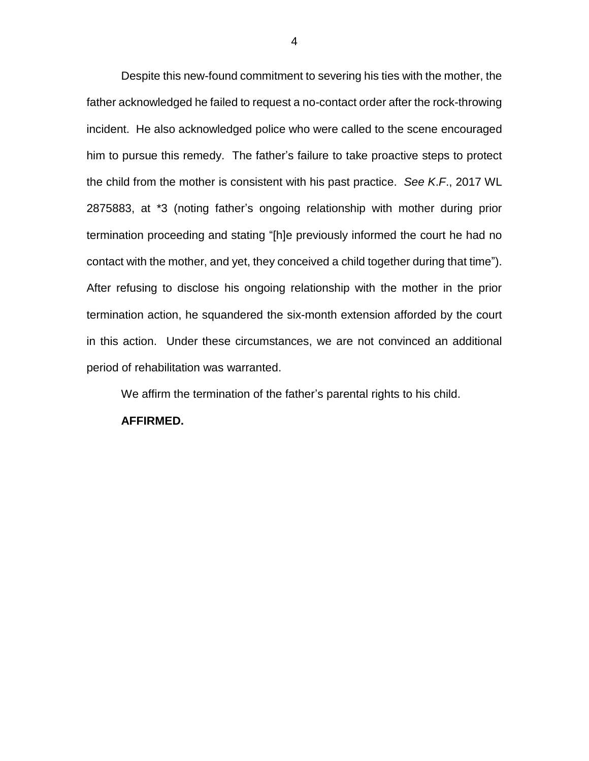Despite this new-found commitment to severing his ties with the mother, the father acknowledged he failed to request a no-contact order after the rock-throwing incident. He also acknowledged police who were called to the scene encouraged him to pursue this remedy. The father's failure to take proactive steps to protect the child from the mother is consistent with his past practice. *See K.F.*, 2017 WL 2875883, at *3 (noting father's ongoing relationship with mother during prior termination proceeding and stating "[h]e previously informed the court he had no contact with the mother, and yet, they conceived a child together during that time"). After refusing to disclose his ongoing relationship with the mother in the prior termination action, he squandered the six-month extension afforded by the court in this action. Under these circumstances, we are not convinced an additional period of rehabilitation was warranted.

We affirm the termination of the father's parental rights to his child.

**AFFIRMED.**